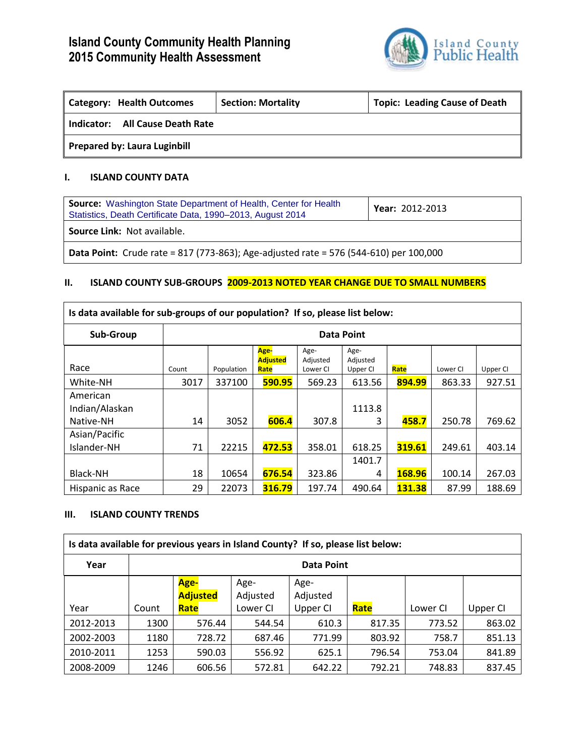# Island County Community Health Planning
# 2015 Community Health Assessment

Island County Public Health

| **Category: Health Outcomes** | **Section: Mortality** | **Topic: Leading Cause of Death** |
|---|---|---|
| **Indicator: All Cause Death Rate** | | |
| **Prepared by: Laura Luginbill** | | |

## I. ISLAND COUNTY DATA

| **Source:** Washington State Department of Health, Center for Health Statistics, Death Certificate Data, 1990–2013, August 2014 | **Year:** 2012-2013 |
|---|---|
| **Source Link:** Not available. | |
| **Data Point:** Crude rate = 817 (773-863); Age-adjusted rate = 576 (544-610) per 100,000 | |

## II. ISLAND COUNTY SUB-GROUPS **2009-2013 NOTED YEAR CHANGE DUE TO SMALL NUMBERS**

**Is data available for sub-groups of our population? If so, please list below:**

| Sub-Group | Data Point | | | | | | | |
|---|---|---|---|---|---|---|---|---|
| Race | Count | Population | **Age-Adjusted Rate** | Age-Adjusted Lower CI | Age-Adjusted Upper CI | **Rate** | Lower CI | Upper CI |
| White-NH | 3017 | 337100 | **590.95** | 569.23 | 613.56 | **894.99** | 863.33 | 927.51 |
| American Indian/Alaskan Native-NH | 14 | 3052 | **606.4** | 307.8 | 1113.83 | **458.7** | 250.78 | 769.62 |
| Asian/Pacific Islander-NH | 71 | 22215 | **472.53** | 358.01 | 618.25 | **319.61** | 249.61 | 403.14 |
| Black-NH | 18 | 10654 | **676.54** | 323.86 | 1401.74 | **168.96** | 100.14 | 267.03 |
| Hispanic as Race | 29 | 22073 | **316.79** | 197.74 | 490.64 | **131.38** | 87.99 | 188.69 |

## III. ISLAND COUNTY TRENDS

**Is data available for previous years in Island County? If so, please list below:**

| Year | Data Point | | | | | | |
|---|---|---|---|---|---|---|---|
| Year | Count | **Age-Adjusted Rate** | Age-Adjusted Lower CI | Age-Adjusted Upper CI | **Rate** | Lower CI | Upper CI |
| 2012-2013 | 1300 | 576.44 | 544.54 | 610.3 | 817.35 | 773.52 | 863.02 |
| 2002-2003 | 1180 | 728.72 | 687.46 | 771.99 | 803.92 | 758.7 | 851.13 |
| 2010-2011 | 1253 | 590.03 | 556.92 | 625.1 | 796.54 | 753.04 | 841.89 |
| 2008-2009 | 1246 | 606.56 | 572.81 | 642.22 | 792.21 | 748.83 | 837.45 |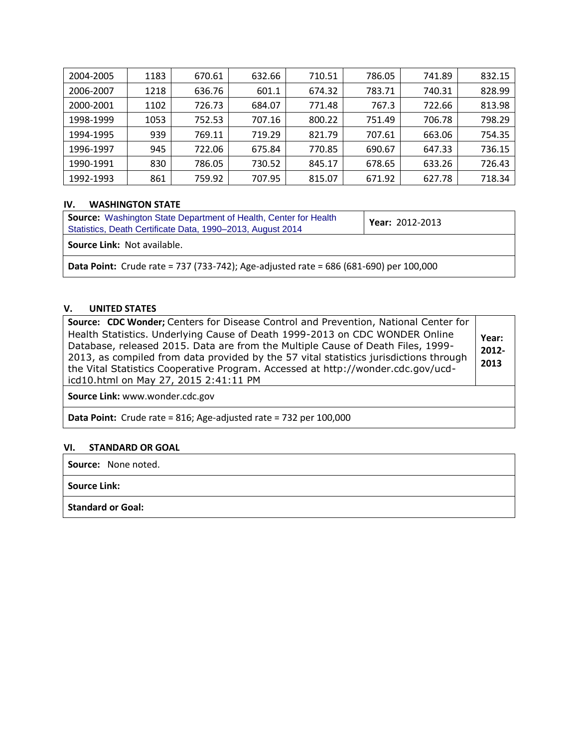| | | | | | | | |
|---|---|---|---|---|---|---|---|
| 2004-2005 | 1183 | 670.61 | 632.66 | 710.51 | 786.05 | 741.89 | 832.15 |
| 2006-2007 | 1218 | 636.76 | 601.1 | 674.32 | 783.71 | 740.31 | 828.99 |
| 2000-2001 | 1102 | 726.73 | 684.07 | 771.48 | 767.3 | 722.66 | 813.98 |
| 1998-1999 | 1053 | 752.53 | 707.16 | 800.22 | 751.49 | 706.78 | 798.29 |
| 1994-1995 | 939 | 769.11 | 719.29 | 821.79 | 707.61 | 663.06 | 754.35 |
| 1996-1997 | 945 | 722.06 | 675.84 | 770.85 | 690.67 | 647.33 | 736.15 |
| 1990-1991 | 830 | 786.05 | 730.52 | 845.17 | 678.65 | 633.26 | 726.43 |
| 1992-1993 | 861 | 759.92 | 707.95 | 815.07 | 671.92 | 627.78 | 718.34 |

## IV. WASHINGTON STATE

| | |
|---|---|
| **Source:** Washington State Department of Health, Center for Health Statistics, Death Certificate Data, 1990–2013, August 2014 | **Year:** 2012-2013 |
| **Source Link:** Not available. | |
| **Data Point:** Crude rate = 737 (733-742); Age-adjusted rate = 686 (681-690) per 100,000 | |

## V. UNITED STATES

| | |
|---|---|
| **Source:** **CDC Wonder;** Centers for Disease Control and Prevention, National Center for Health Statistics. Underlying Cause of Death 1999-2013 on CDC WONDER Online Database, released 2015. Data are from the Multiple Cause of Death Files, 1999-2013, as compiled from data provided by the 57 vital statistics jurisdictions through the Vital Statistics Cooperative Program. Accessed at http://wonder.cdc.gov/ucd-icd10.html on May 27, 2015 2:41:11 PM | **Year: 2012-2013** |
| **Source Link:** www.wonder.cdc.gov | |
| **Data Point:** Crude rate = 816; Age-adjusted rate = 732 per 100,000 | |

## VI. STANDARD OR GOAL

| |
|---|
| **Source:** None noted. |
| **Source Link:** |
| **Standard or Goal:** |